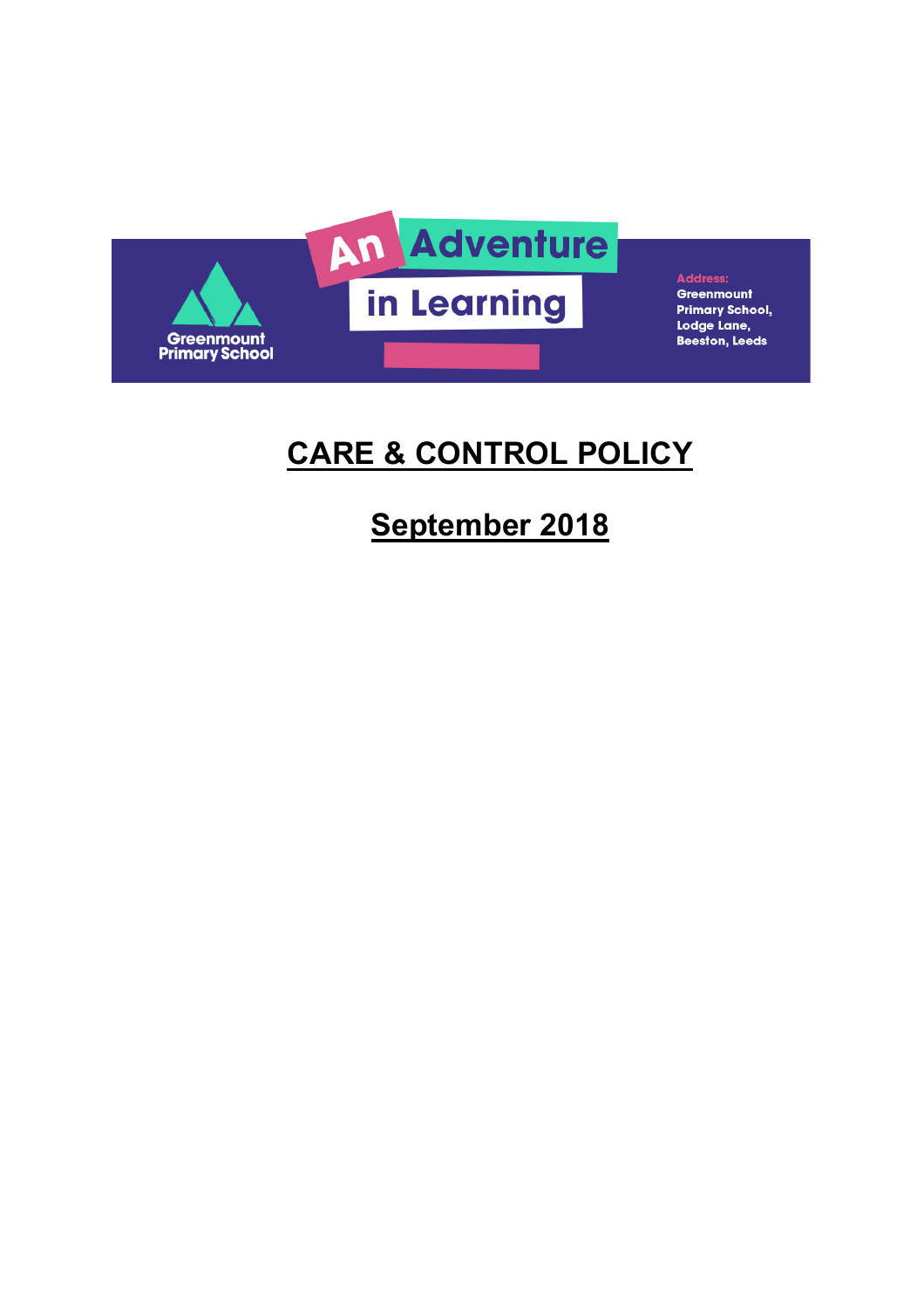Greenmount Primary School

An Adventure in Learning

Address:
Greenmount Primary School,
Lodge Lane,
Beeston, Leeds

# CARE & CONTROL POLICY

## September 2018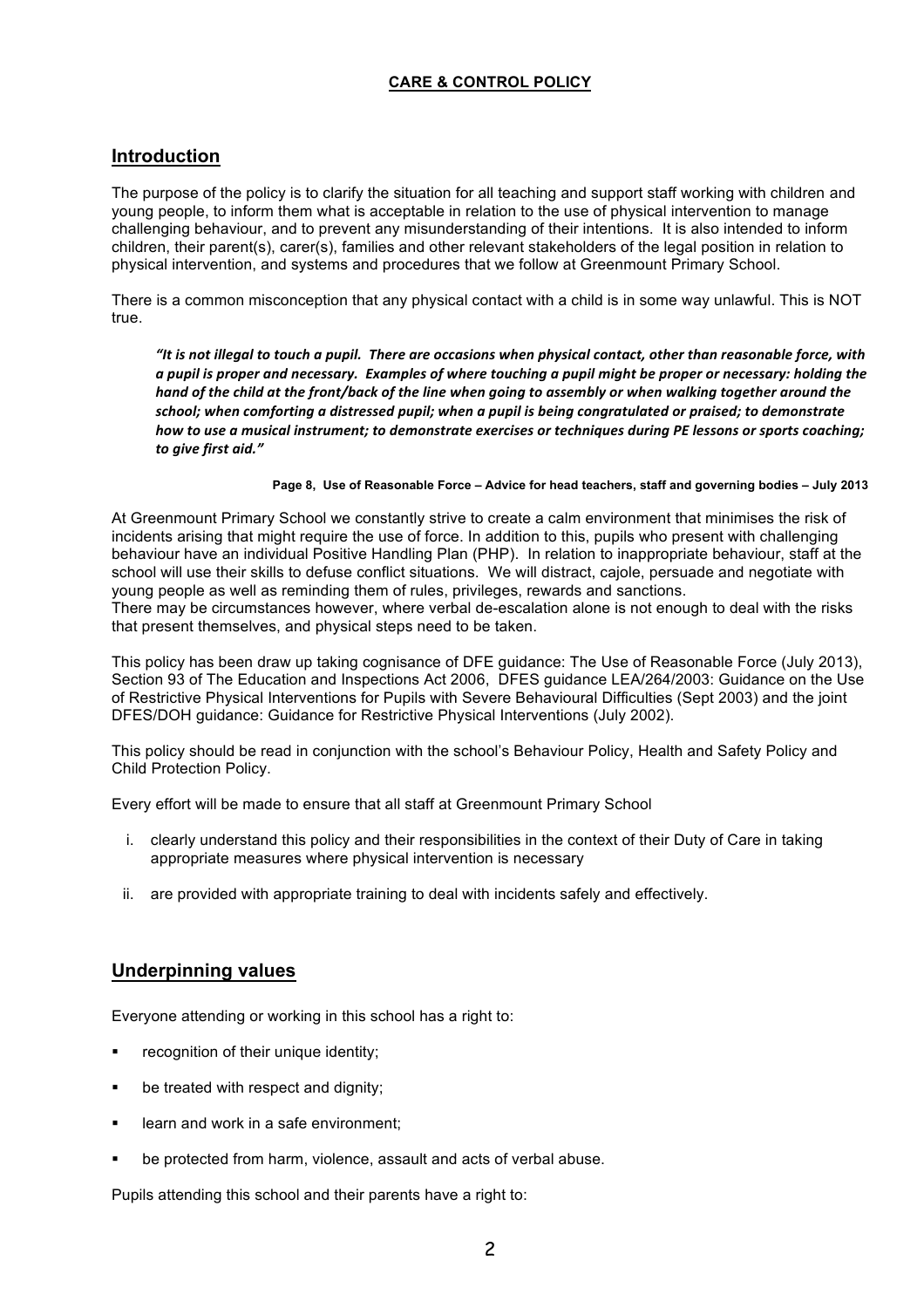**CARE & CONTROL POLICY**

## Introduction

The purpose of the policy is to clarify the situation for all teaching and support staff working with children and young people, to inform them what is acceptable in relation to the use of physical intervention to manage challenging behaviour, and to prevent any misunderstanding of their intentions. It is also intended to inform children, their parent(s), carer(s), families and other relevant stakeholders of the legal position in relation to physical intervention, and systems and procedures that we follow at Greenmount Primary School.

There is a common misconception that any physical contact with a child is in some way unlawful. This is NOT true.

> ***"It is not illegal to touch a pupil. There are occasions when physical contact, other than reasonable force, with a pupil is proper and necessary. Examples of where touching a pupil might be proper or necessary: holding the hand of the child at the front/back of the line when going to assembly or when walking together around the school; when comforting a distressed pupil; when a pupil is being congratulated or praised; to demonstrate how to use a musical instrument; to demonstrate exercises or techniques during PE lessons or sports coaching; to give first aid."***
>
> **Page 8, Use of Reasonable Force – Advice for head teachers, staff and governing bodies – July 2013**

At Greenmount Primary School we constantly strive to create a calm environment that minimises the risk of incidents arising that might require the use of force. In addition to this, pupils who present with challenging behaviour have an individual Positive Handling Plan (PHP). In relation to inappropriate behaviour, staff at the school will use their skills to defuse conflict situations. We will distract, cajole, persuade and negotiate with young people as well as reminding them of rules, privileges, rewards and sanctions.
There may be circumstances however, where verbal de-escalation alone is not enough to deal with the risks that present themselves, and physical steps need to be taken.

This policy has been draw up taking cognisance of DFE guidance: The Use of Reasonable Force (July 2013), Section 93 of The Education and Inspections Act 2006, DFES guidance LEA/264/2003: Guidance on the Use of Restrictive Physical Interventions for Pupils with Severe Behavioural Difficulties (Sept 2003) and the joint DFES/DOH guidance: Guidance for Restrictive Physical Interventions (July 2002).

This policy should be read in conjunction with the school's Behaviour Policy, Health and Safety Policy and Child Protection Policy.

Every effort will be made to ensure that all staff at Greenmount Primary School

i. clearly understand this policy and their responsibilities in the context of their Duty of Care in taking appropriate measures where physical intervention is necessary
ii. are provided with appropriate training to deal with incidents safely and effectively.

## Underpinning values

Everyone attending or working in this school has a right to:

- recognition of their unique identity;
- be treated with respect and dignity;
- learn and work in a safe environment;
- be protected from harm, violence, assault and acts of verbal abuse.

Pupils attending this school and their parents have a right to: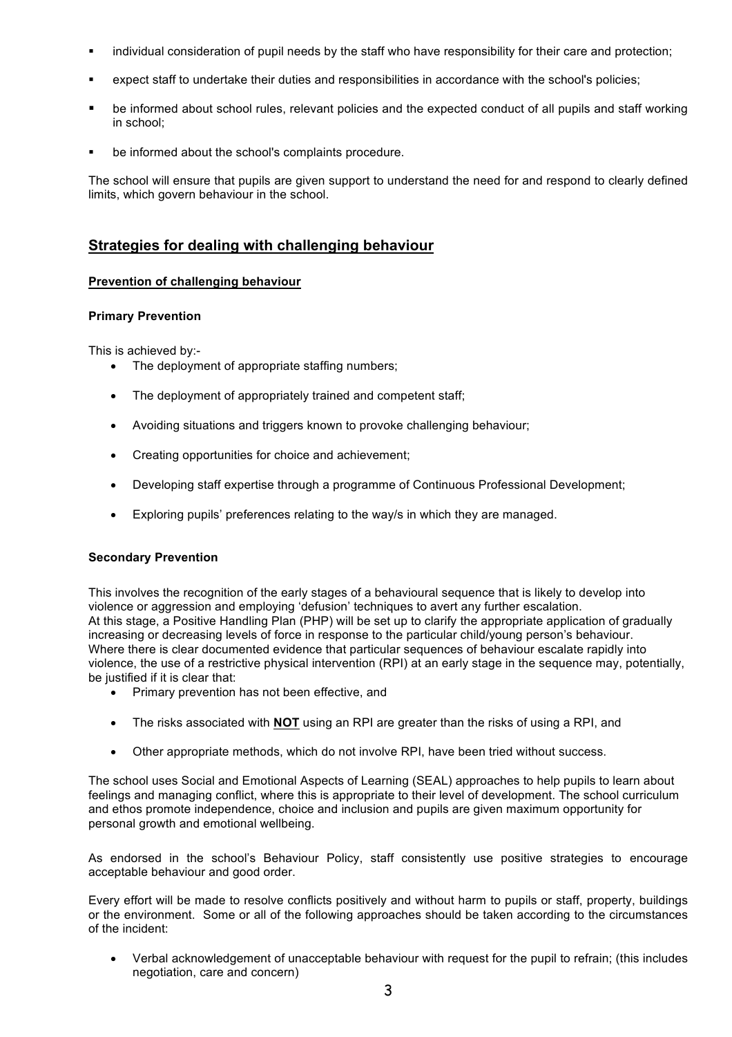- individual consideration of pupil needs by the staff who have responsibility for their care and protection;
- expect staff to undertake their duties and responsibilities in accordance with the school's policies;
- be informed about school rules, relevant policies and the expected conduct of all pupils and staff working in school;
- be informed about the school's complaints procedure.

The school will ensure that pupils are given support to understand the need for and respond to clearly defined limits, which govern behaviour in the school.

## Strategies for dealing with challenging behaviour

### Prevention of challenging behaviour

#### Primary Prevention

This is achieved by:-

- The deployment of appropriate staffing numbers;
- The deployment of appropriately trained and competent staff;
- Avoiding situations and triggers known to provoke challenging behaviour;
- Creating opportunities for choice and achievement;
- Developing staff expertise through a programme of Continuous Professional Development;
- Exploring pupils' preferences relating to the way/s in which they are managed.

#### Secondary Prevention

This involves the recognition of the early stages of a behavioural sequence that is likely to develop into violence or aggression and employing 'defusion' techniques to avert any further escalation.
At this stage, a Positive Handling Plan (PHP) will be set up to clarify the appropriate application of gradually increasing or decreasing levels of force in response to the particular child/young person's behaviour.
Where there is clear documented evidence that particular sequences of behaviour escalate rapidly into violence, the use of a restrictive physical intervention (RPI) at an early stage in the sequence may, potentially, be justified if it is clear that:

- Primary prevention has not been effective, and
- The risks associated with **NOT** using an RPI are greater than the risks of using a RPI, and
- Other appropriate methods, which do not involve RPI, have been tried without success.

The school uses Social and Emotional Aspects of Learning (SEAL) approaches to help pupils to learn about feelings and managing conflict, where this is appropriate to their level of development. The school curriculum and ethos promote independence, choice and inclusion and pupils are given maximum opportunity for personal growth and emotional wellbeing.

As endorsed in the school's Behaviour Policy, staff consistently use positive strategies to encourage acceptable behaviour and good order.

Every effort will be made to resolve conflicts positively and without harm to pupils or staff, property, buildings or the environment. Some or all of the following approaches should be taken according to the circumstances of the incident:

- Verbal acknowledgement of unacceptable behaviour with request for the pupil to refrain; (this includes negotiation, care and concern)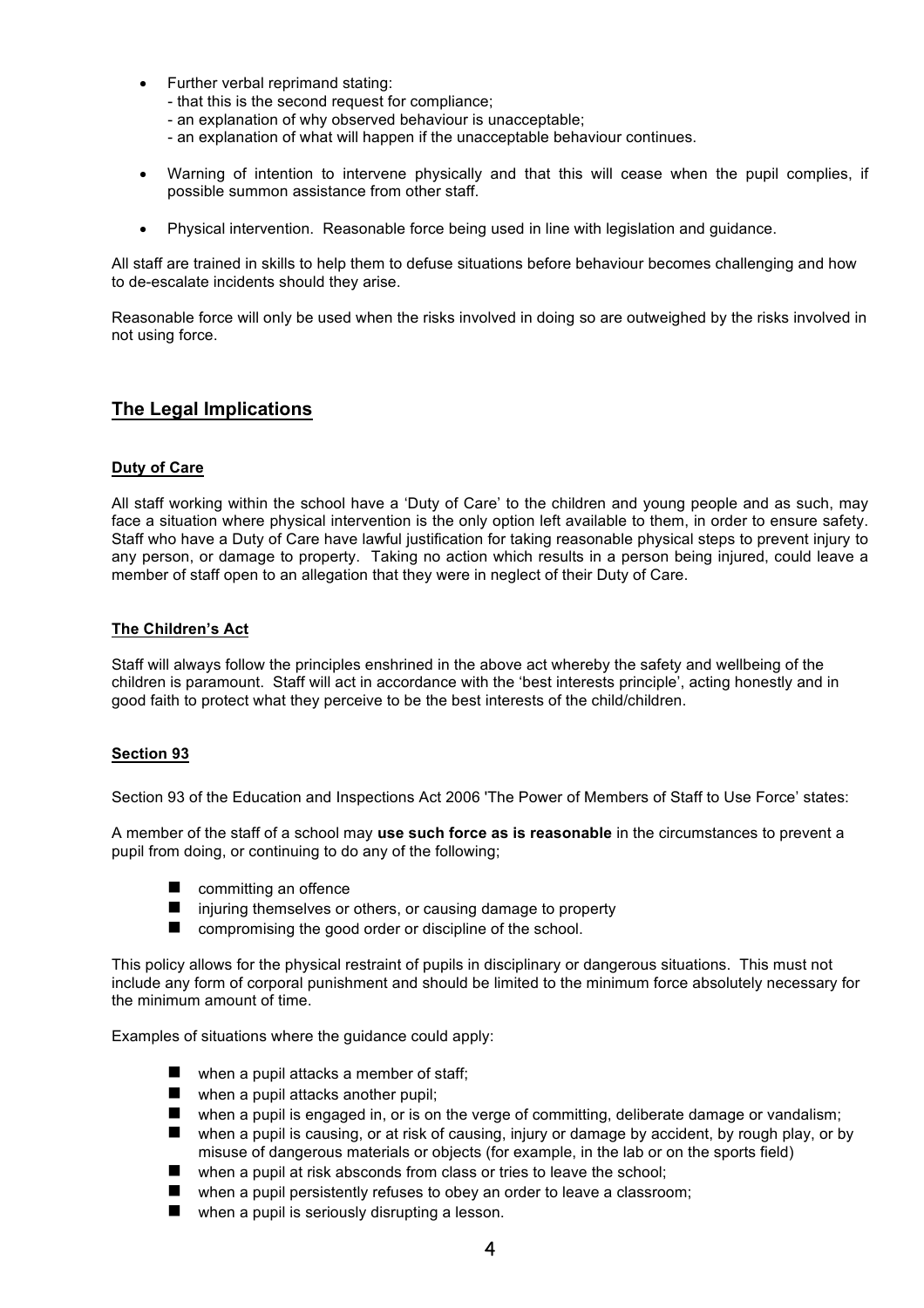- Further verbal reprimand stating:
  - that this is the second request for compliance;
  - an explanation of why observed behaviour is unacceptable;
  - an explanation of what will happen if the unacceptable behaviour continues.

- Warning of intention to intervene physically and that this will cease when the pupil complies, if possible summon assistance from other staff.

- Physical intervention. Reasonable force being used in line with legislation and guidance.

All staff are trained in skills to help them to defuse situations before behaviour becomes challenging and how to de-escalate incidents should they arise.

Reasonable force will only be used when the risks involved in doing so are outweighed by the risks involved in not using force.

## The Legal Implications

### Duty of Care

All staff working within the school have a 'Duty of Care' to the children and young people and as such, may face a situation where physical intervention is the only option left available to them, in order to ensure safety. Staff who have a Duty of Care have lawful justification for taking reasonable physical steps to prevent injury to any person, or damage to property. Taking no action which results in a person being injured, could leave a member of staff open to an allegation that they were in neglect of their Duty of Care.

### The Children's Act

Staff will always follow the principles enshrined in the above act whereby the safety and wellbeing of the children is paramount. Staff will act in accordance with the 'best interests principle', acting honestly and in good faith to protect what they perceive to be the best interests of the child/children.

### Section 93

Section 93 of the Education and Inspections Act 2006 'The Power of Members of Staff to Use Force' states:

A member of the staff of a school may **use such force as is reasonable** in the circumstances to prevent a pupil from doing, or continuing to do any of the following;

- committing an offence
- injuring themselves or others, or causing damage to property
- compromising the good order or discipline of the school.

This policy allows for the physical restraint of pupils in disciplinary or dangerous situations. This must not include any form of corporal punishment and should be limited to the minimum force absolutely necessary for the minimum amount of time.

Examples of situations where the guidance could apply:

- when a pupil attacks a member of staff;
- when a pupil attacks another pupil;
- when a pupil is engaged in, or is on the verge of committing, deliberate damage or vandalism;
- when a pupil is causing, or at risk of causing, injury or damage by accident, by rough play, or by misuse of dangerous materials or objects (for example, in the lab or on the sports field)
- when a pupil at risk absconds from class or tries to leave the school;
- when a pupil persistently refuses to obey an order to leave a classroom;
- when a pupil is seriously disrupting a lesson.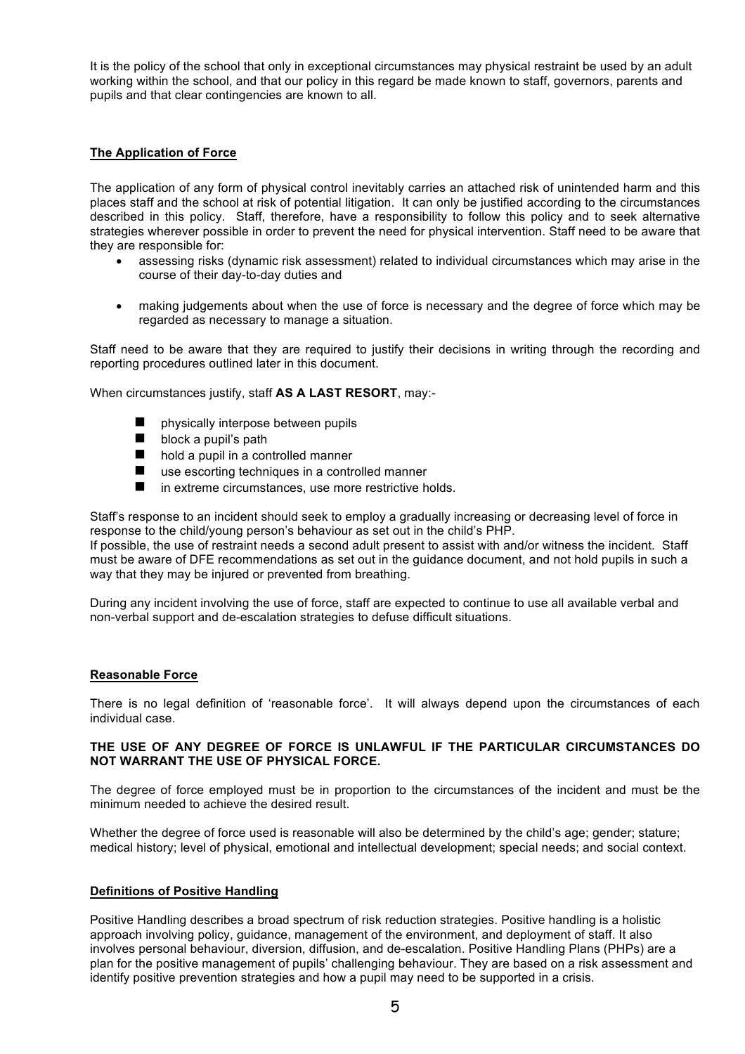It is the policy of the school that only in exceptional circumstances may physical restraint be used by an adult working within the school, and that our policy in this regard be made known to staff, governors, parents and pupils and that clear contingencies are known to all.

## The Application of Force

The application of any form of physical control inevitably carries an attached risk of unintended harm and this places staff and the school at risk of potential litigation. It can only be justified according to the circumstances described in this policy. Staff, therefore, have a responsibility to follow this policy and to seek alternative strategies wherever possible in order to prevent the need for physical intervention. Staff need to be aware that they are responsible for:

- assessing risks (dynamic risk assessment) related to individual circumstances which may arise in the course of their day-to-day duties and
- making judgements about when the use of force is necessary and the degree of force which may be regarded as necessary to manage a situation.

Staff need to be aware that they are required to justify their decisions in writing through the recording and reporting procedures outlined later in this document.

When circumstances justify, staff **AS A LAST RESORT**, may:-

- physically interpose between pupils
- block a pupil's path
- hold a pupil in a controlled manner
- use escorting techniques in a controlled manner
- in extreme circumstances, use more restrictive holds.

Staff's response to an incident should seek to employ a gradually increasing or decreasing level of force in response to the child/young person's behaviour as set out in the child's PHP.
If possible, the use of restraint needs a second adult present to assist with and/or witness the incident. Staff must be aware of DFE recommendations as set out in the guidance document, and not hold pupils in such a way that they may be injured or prevented from breathing.

During any incident involving the use of force, staff are expected to continue to use all available verbal and non-verbal support and de-escalation strategies to defuse difficult situations.

## Reasonable Force

There is no legal definition of 'reasonable force'. It will always depend upon the circumstances of each individual case.

**THE USE OF ANY DEGREE OF FORCE IS UNLAWFUL IF THE PARTICULAR CIRCUMSTANCES DO NOT WARRANT THE USE OF PHYSICAL FORCE.**

The degree of force employed must be in proportion to the circumstances of the incident and must be the minimum needed to achieve the desired result.

Whether the degree of force used is reasonable will also be determined by the child's age; gender; stature; medical history; level of physical, emotional and intellectual development; special needs; and social context.

## Definitions of Positive Handling

Positive Handling describes a broad spectrum of risk reduction strategies. Positive handling is a holistic approach involving policy, guidance, management of the environment, and deployment of staff. It also involves personal behaviour, diversion, diffusion, and de-escalation. Positive Handling Plans (PHPs) are a plan for the positive management of pupils' challenging behaviour. They are based on a risk assessment and identify positive prevention strategies and how a pupil may need to be supported in a crisis.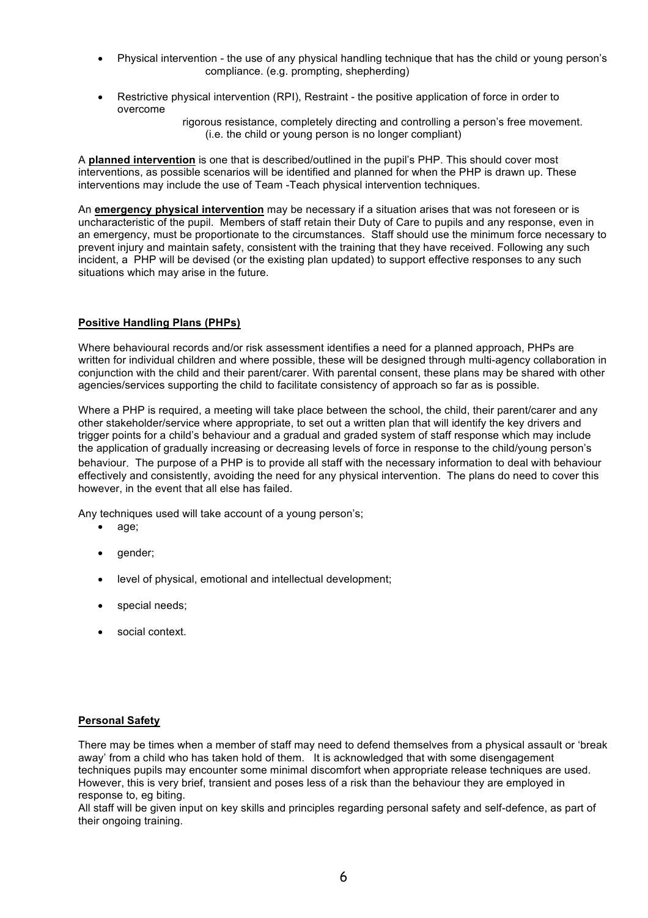- Physical intervention - the use of any physical handling technique that has the child or young person's compliance. (e.g. prompting, shepherding)
- Restrictive physical intervention (RPI), Restraint - the positive application of force in order to overcome rigorous resistance, completely directing and controlling a person's free movement. (i.e. the child or young person is no longer compliant)

A **planned intervention** is one that is described/outlined in the pupil's PHP. This should cover most interventions, as possible scenarios will be identified and planned for when the PHP is drawn up. These interventions may include the use of Team -Teach physical intervention techniques.

An **emergency physical intervention** may be necessary if a situation arises that was not foreseen or is uncharacteristic of the pupil. Members of staff retain their Duty of Care to pupils and any response, even in an emergency, must be proportionate to the circumstances. Staff should use the minimum force necessary to prevent injury and maintain safety, consistent with the training that they have received. Following any such incident, a PHP will be devised (or the existing plan updated) to support effective responses to any such situations which may arise in the future.

## Positive Handling Plans (PHPs)

Where behavioural records and/or risk assessment identifies a need for a planned approach, PHPs are written for individual children and where possible, these will be designed through multi-agency collaboration in conjunction with the child and their parent/carer. With parental consent, these plans may be shared with other agencies/services supporting the child to facilitate consistency of approach so far as is possible.

Where a PHP is required, a meeting will take place between the school, the child, their parent/carer and any other stakeholder/service where appropriate, to set out a written plan that will identify the key drivers and trigger points for a child's behaviour and a gradual and graded system of staff response which may include the application of gradually increasing or decreasing levels of force in response to the child/young person's behaviour. The purpose of a PHP is to provide all staff with the necessary information to deal with behaviour effectively and consistently, avoiding the need for any physical intervention. The plans do need to cover this however, in the event that all else has failed.

Any techniques used will take account of a young person's;

- age;
- gender;
- level of physical, emotional and intellectual development;
- special needs;
- social context.

## Personal Safety

There may be times when a member of staff may need to defend themselves from a physical assault or 'break away' from a child who has taken hold of them. It is acknowledged that with some disengagement techniques pupils may encounter some minimal discomfort when appropriate release techniques are used. However, this is very brief, transient and poses less of a risk than the behaviour they are employed in response to, eg biting.

All staff will be given input on key skills and principles regarding personal safety and self-defence, as part of their ongoing training.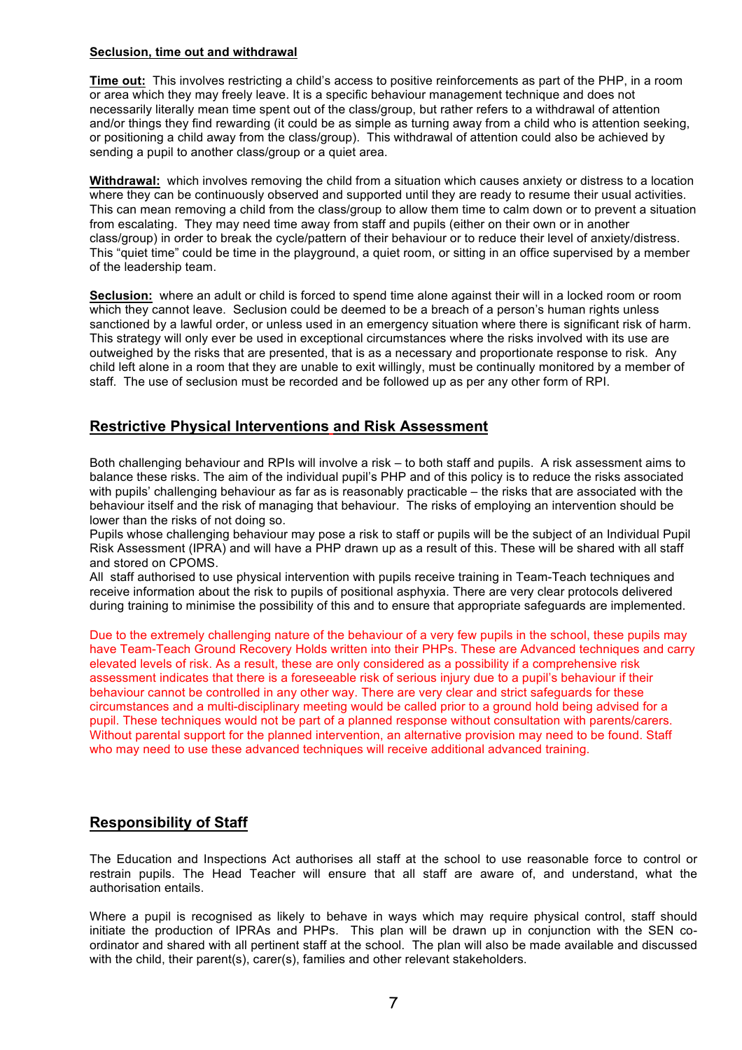**Seclusion, time out and withdrawal**

**Time out:** This involves restricting a child's access to positive reinforcements as part of the PHP, in a room or area which they may freely leave. It is a specific behaviour management technique and does not necessarily literally mean time spent out of the class/group, but rather refers to a withdrawal of attention and/or things they find rewarding (it could be as simple as turning away from a child who is attention seeking, or positioning a child away from the class/group). This withdrawal of attention could also be achieved by sending a pupil to another class/group or a quiet area.

**Withdrawal:** which involves removing the child from a situation which causes anxiety or distress to a location where they can be continuously observed and supported until they are ready to resume their usual activities. This can mean removing a child from the class/group to allow them time to calm down or to prevent a situation from escalating. They may need time away from staff and pupils (either on their own or in another class/group) in order to break the cycle/pattern of their behaviour or to reduce their level of anxiety/distress. This "quiet time" could be time in the playground, a quiet room, or sitting in an office supervised by a member of the leadership team.

**Seclusion:** where an adult or child is forced to spend time alone against their will in a locked room or room which they cannot leave. Seclusion could be deemed to be a breach of a person's human rights unless sanctioned by a lawful order, or unless used in an emergency situation where there is significant risk of harm. This strategy will only ever be used in exceptional circumstances where the risks involved with its use are outweighed by the risks that are presented, that is as a necessary and proportionate response to risk. Any child left alone in a room that they are unable to exit willingly, must be continually monitored by a member of staff. The use of seclusion must be recorded and be followed up as per any other form of RPI.

## Restrictive Physical Interventions and Risk Assessment

Both challenging behaviour and RPIs will involve a risk – to both staff and pupils. A risk assessment aims to balance these risks. The aim of the individual pupil's PHP and of this policy is to reduce the risks associated with pupils' challenging behaviour as far as is reasonably practicable – the risks that are associated with the behaviour itself and the risk of managing that behaviour. The risks of employing an intervention should be lower than the risks of not doing so.

Pupils whose challenging behaviour may pose a risk to staff or pupils will be the subject of an Individual Pupil Risk Assessment (IPRA) and will have a PHP drawn up as a result of this. These will be shared with all staff and stored on CPOMS.

All staff authorised to use physical intervention with pupils receive training in Team-Teach techniques and receive information about the risk to pupils of positional asphyxia. There are very clear protocols delivered during training to minimise the possibility of this and to ensure that appropriate safeguards are implemented.

Due to the extremely challenging nature of the behaviour of a very few pupils in the school, these pupils may have Team-Teach Ground Recovery Holds written into their PHPs. These are Advanced techniques and carry elevated levels of risk. As a result, these are only considered as a possibility if a comprehensive risk assessment indicates that there is a foreseeable risk of serious injury due to a pupil's behaviour if their behaviour cannot be controlled in any other way. There are very clear and strict safeguards for these circumstances and a multi-disciplinary meeting would be called prior to a ground hold being advised for a pupil. These techniques would not be part of a planned response without consultation with parents/carers. Without parental support for the planned intervention, an alternative provision may need to be found. Staff who may need to use these advanced techniques will receive additional advanced training.

## Responsibility of Staff

The Education and Inspections Act authorises all staff at the school to use reasonable force to control or restrain pupils. The Head Teacher will ensure that all staff are aware of, and understand, what the authorisation entails.

Where a pupil is recognised as likely to behave in ways which may require physical control, staff should initiate the production of IPRAs and PHPs. This plan will be drawn up in conjunction with the SEN co-ordinator and shared with all pertinent staff at the school. The plan will also be made available and discussed with the child, their parent(s), carer(s), families and other relevant stakeholders.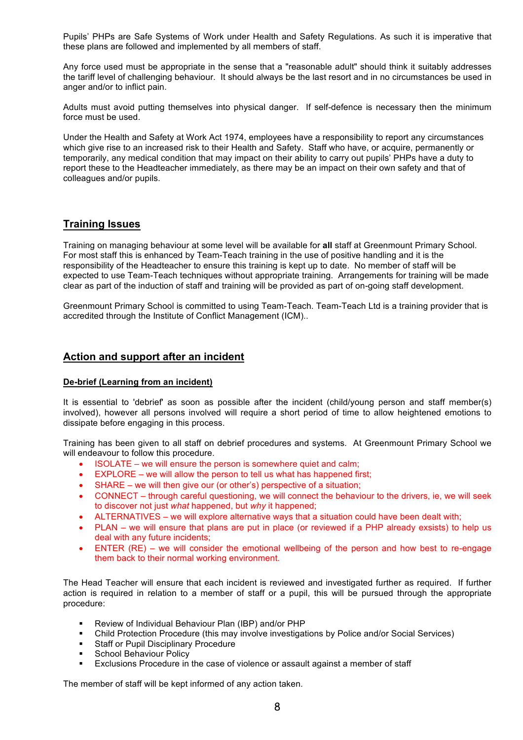Pupils' PHPs are Safe Systems of Work under Health and Safety Regulations. As such it is imperative that these plans are followed and implemented by all members of staff.

Any force used must be appropriate in the sense that a "reasonable adult" should think it suitably addresses the tariff level of challenging behaviour. It should always be the last resort and in no circumstances be used in anger and/or to inflict pain.

Adults must avoid putting themselves into physical danger. If self-defence is necessary then the minimum force must be used.

Under the Health and Safety at Work Act 1974, employees have a responsibility to report any circumstances which give rise to an increased risk to their Health and Safety. Staff who have, or acquire, permanently or temporarily, any medical condition that may impact on their ability to carry out pupils' PHPs have a duty to report these to the Headteacher immediately, as there may be an impact on their own safety and that of colleagues and/or pupils.

## Training Issues

Training on managing behaviour at some level will be available for **all** staff at Greenmount Primary School. For most staff this is enhanced by Team-Teach training in the use of positive handling and it is the responsibility of the Headteacher to ensure this training is kept up to date. No member of staff will be expected to use Team-Teach techniques without appropriate training. Arrangements for training will be made clear as part of the induction of staff and training will be provided as part of on-going staff development.

Greenmount Primary School is committed to using Team-Teach. Team-Teach Ltd is a training provider that is accredited through the Institute of Conflict Management (ICM)..

## Action and support after an incident

### De-brief (Learning from an incident)

It is essential to 'debrief' as soon as possible after the incident (child/young person and staff member(s) involved), however all persons involved will require a short period of time to allow heightened emotions to dissipate before engaging in this process.

Training has been given to all staff on debrief procedures and systems. At Greenmount Primary School we will endeavour to follow this procedure.

- ISOLATE – we will ensure the person is somewhere quiet and calm;
- EXPLORE – we will allow the person to tell us what has happened first;
- SHARE – we will then give our (or other's) perspective of a situation;
- CONNECT – through careful questioning, we will connect the behaviour to the drivers, ie, we will seek to discover not just *what* happened, but *why* it happened;
- ALTERNATIVES – we will explore alternative ways that a situation could have been dealt with;
- PLAN – we will ensure that plans are put in place (or reviewed if a PHP already exsists) to help us deal with any future incidents;
- ENTER (RE) – we will consider the emotional wellbeing of the person and how best to re-engage them back to their normal working environment.

The Head Teacher will ensure that each incident is reviewed and investigated further as required. If further action is required in relation to a member of staff or a pupil, this will be pursued through the appropriate procedure:

- Review of Individual Behaviour Plan (IBP) and/or PHP
- Child Protection Procedure (this may involve investigations by Police and/or Social Services)
- Staff or Pupil Disciplinary Procedure
- School Behaviour Policy
- Exclusions Procedure in the case of violence or assault against a member of staff

The member of staff will be kept informed of any action taken.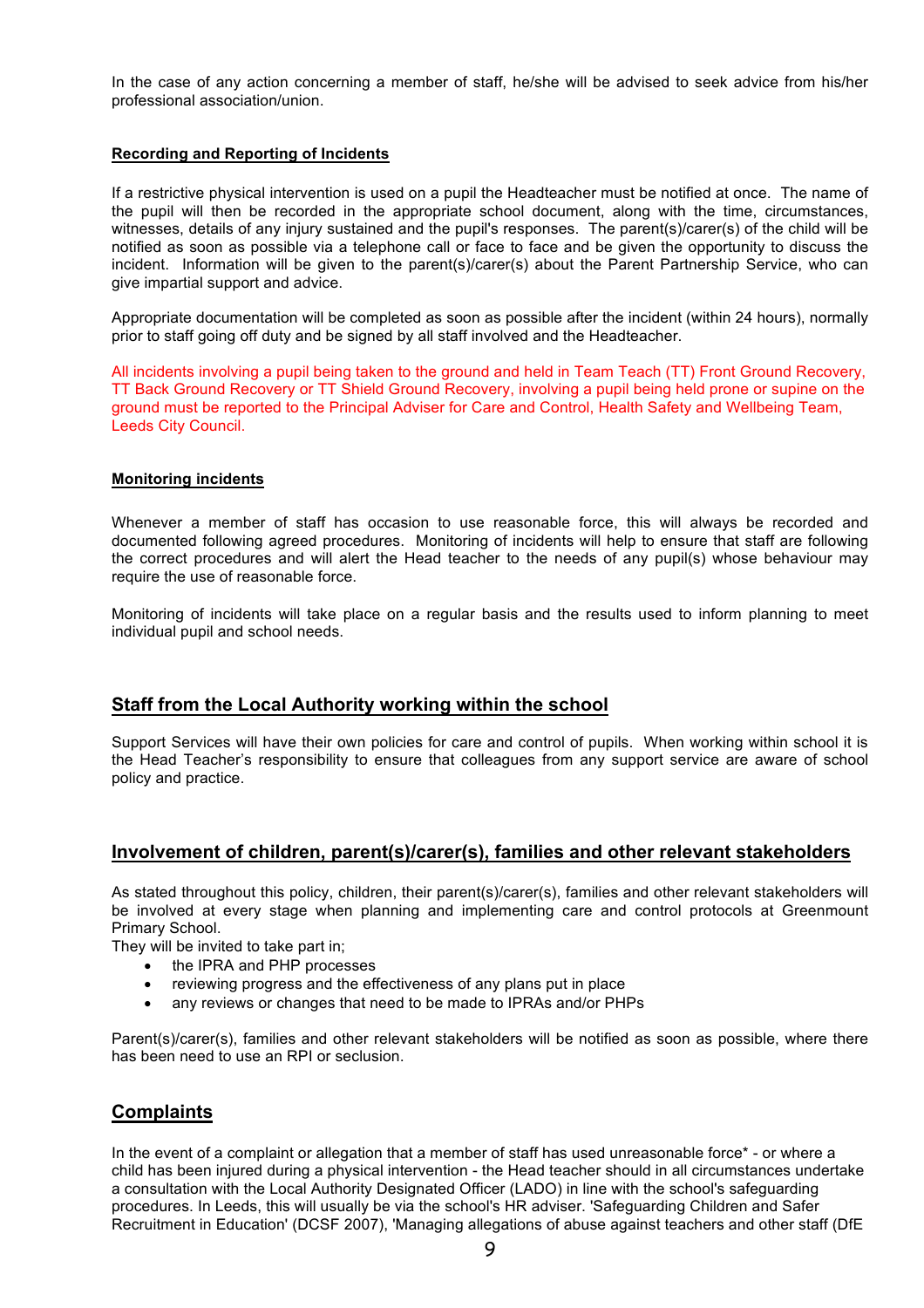In the case of any action concerning a member of staff, he/she will be advised to seek advice from his/her professional association/union.

### Recording and Reporting of Incidents

If a restrictive physical intervention is used on a pupil the Headteacher must be notified at once. The name of the pupil will then be recorded in the appropriate school document, along with the time, circumstances, witnesses, details of any injury sustained and the pupil's responses. The parent(s)/carer(s) of the child will be notified as soon as possible via a telephone call or face to face and be given the opportunity to discuss the incident. Information will be given to the parent(s)/carer(s) about the Parent Partnership Service, who can give impartial support and advice.

Appropriate documentation will be completed as soon as possible after the incident (within 24 hours), normally prior to staff going off duty and be signed by all staff involved and the Headteacher.

All incidents involving a pupil being taken to the ground and held in Team Teach (TT) Front Ground Recovery, TT Back Ground Recovery or TT Shield Ground Recovery, involving a pupil being held prone or supine on the ground must be reported to the Principal Adviser for Care and Control, Health Safety and Wellbeing Team, Leeds City Council.

### Monitoring incidents

Whenever a member of staff has occasion to use reasonable force, this will always be recorded and documented following agreed procedures. Monitoring of incidents will help to ensure that staff are following the correct procedures and will alert the Head teacher to the needs of any pupil(s) whose behaviour may require the use of reasonable force.

Monitoring of incidents will take place on a regular basis and the results used to inform planning to meet individual pupil and school needs.

## Staff from the Local Authority working within the school

Support Services will have their own policies for care and control of pupils. When working within school it is the Head Teacher's responsibility to ensure that colleagues from any support service are aware of school policy and practice.

## Involvement of children, parent(s)/carer(s), families and other relevant stakeholders

As stated throughout this policy, children, their parent(s)/carer(s), families and other relevant stakeholders will be involved at every stage when planning and implementing care and control protocols at Greenmount Primary School.

They will be invited to take part in;

- the IPRA and PHP processes
- reviewing progress and the effectiveness of any plans put in place
- any reviews or changes that need to be made to IPRAs and/or PHPs

Parent(s)/carer(s), families and other relevant stakeholders will be notified as soon as possible, where there has been need to use an RPI or seclusion.

## Complaints

In the event of a complaint or allegation that a member of staff has used unreasonable force* - or where a child has been injured during a physical intervention - the Head teacher should in all circumstances undertake a consultation with the Local Authority Designated Officer (LADO) in line with the school's safeguarding procedures. In Leeds, this will usually be via the school's HR adviser. 'Safeguarding Children and Safer Recruitment in Education' (DCSF 2007), 'Managing allegations of abuse against teachers and other staff (DfE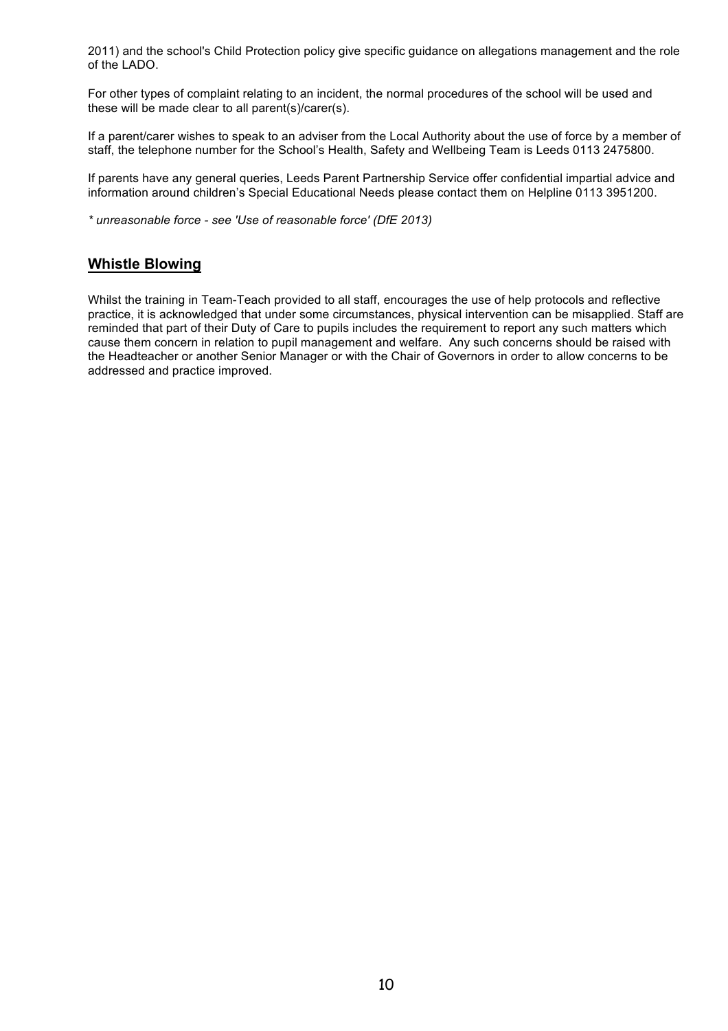2011) and the school's Child Protection policy give specific guidance on allegations management and the role of the LADO.

For other types of complaint relating to an incident, the normal procedures of the school will be used and these will be made clear to all parent(s)/carer(s).

If a parent/carer wishes to speak to an adviser from the Local Authority about the use of force by a member of staff, the telephone number for the School's Health, Safety and Wellbeing Team is Leeds 0113 2475800.

If parents have any general queries, Leeds Parent Partnership Service offer confidential impartial advice and information around children's Special Educational Needs please contact them on Helpline 0113 3951200.

*\* unreasonable force - see 'Use of reasonable force' (DfE 2013)*

## Whistle Blowing

Whilst the training in Team-Teach provided to all staff, encourages the use of help protocols and reflective practice, it is acknowledged that under some circumstances, physical intervention can be misapplied. Staff are reminded that part of their Duty of Care to pupils includes the requirement to report any such matters which cause them concern in relation to pupil management and welfare. Any such concerns should be raised with the Headteacher or another Senior Manager or with the Chair of Governors in order to allow concerns to be addressed and practice improved.